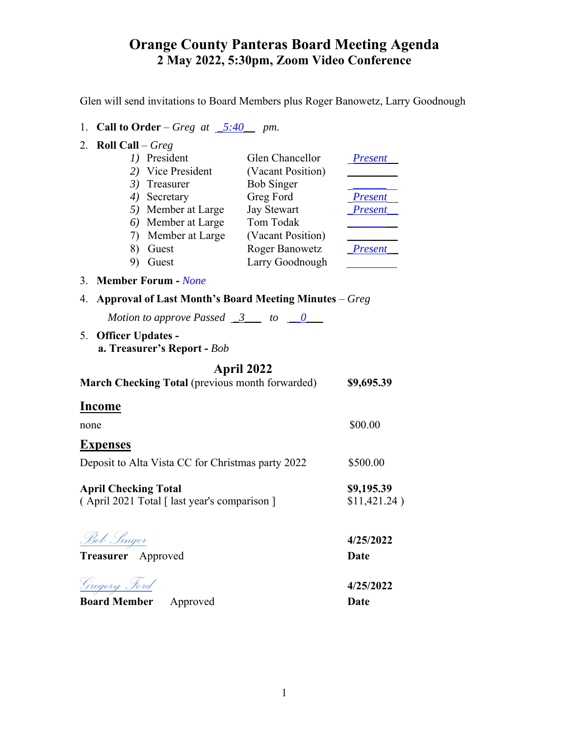# Orange County Panteras Board Meeting Agenda

## 2 May 2022, 5:30pm, Zoom Video Conference

Glen will send invitations to Board Members plus Roger Banowetz, Larry Goodnough

1. **Call to Order** – *Greg at 5:40 pm.*
2. **Roll Call** – *Greg*

| | Position | Name | Status |
|---|---|---|---|
| 1) | President | Glen Chancellor | *Present* |
| 2) | Vice President | (Vacant Position) | |
| 3) | Treasurer | Bob Singer | |
| 4) | Secretary | Greg Ford | *Present* |
| 5) | Member at Large | Jay Stewart | *Present* |
| 6) | Member at Large | Tom Todak | |
| 7) | Member at Large | (Vacant Position) | |
| 8) | Guest | Roger Banowetz | *Present* |
| 9) | Guest | Larry Goodnough | |

3. **Member Forum -** *None*
4. **Approval of Last Month's Board Meeting Minutes** – *Greg*

   *Motion to approve Passed 3 to 0*

5. **Officer Updates -**

   **a. Treasurer's Report -** *Bob*

### April 2022

| | |
|---|---|
| **March Checking Total** (previous month forwarded) | **$9,695.39** |

**Income**

| | |
|---|---|
| none | $00.00 |

**Expenses**

| | |
|---|---|
| Deposit to Alta Vista CC for Christmas party 2022 | $500.00 |

| | |
|---|---|
| **April Checking Total** | **$9,195.39** |
| ( April 2021 Total [ last year's comparison ] | $11,421.24 ) |

*Bob Singer*
**Treasurer** Approved — **4/25/2022** **Date**

*Gregory Ford*
**Board Member** Approved — **4/25/2022** **Date**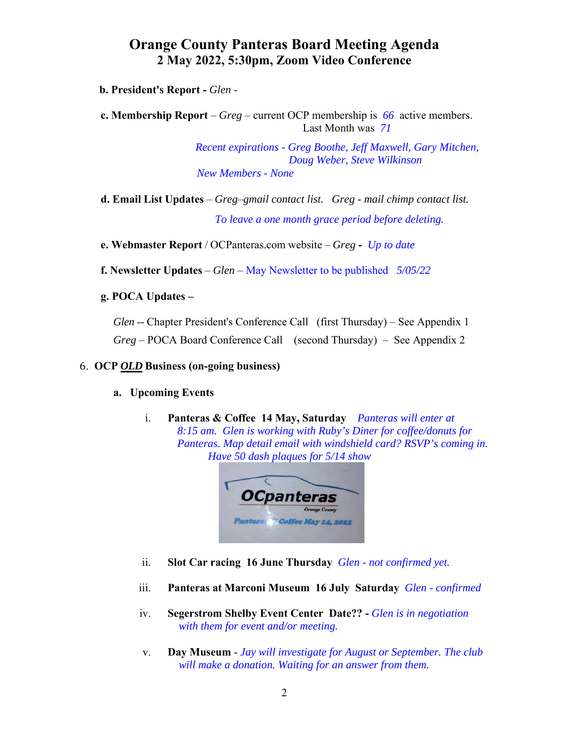# Orange County Panteras Board Meeting Agenda
## 2 May 2022, 5:30pm, Zoom Video Conference

**b. President's Report -** *Glen -*

**c. Membership Report** – *Greg* – current OCP membership is *66* active members.
Last Month was *71*

*Recent expirations - Greg Boothe, Jeff Maxwell, Gary Mitchen, Doug Weber, Steve Wilkinson*

*New Members - None*

**d. Email List Updates** – *Greg–gmail contact list. Greg - mail chimp contact list.*

*To leave a one month grace period before deleting.*

**e. Webmaster Report** / OCPanteras.com website – *Greg* **-** *Up to date*

**f. Newsletter Updates** – *Glen* – May Newsletter to be published *5/05/22*

**g. POCA Updates –**

*Glen* -- Chapter President's Conference Call (first Thursday) – See Appendix 1

*Greg* – POCA Board Conference Call (second Thursday) – See Appendix 2

6. **OCP *OLD* Business (on-going business)**

**a. Upcoming Events**

i. **Panteras & Coffee 14 May, Saturday** *Panteras will enter at 8:15 am. Glen is working with Ruby's Diner for coffee/donuts for Panteras. Map detail email with windshield card? RSVP's coming in. Have 50 dash plaques for 5/14 show*

ii. **Slot Car racing 16 June Thursday** *Glen - not confirmed yet.*

iii. **Panteras at Marconi Museum 16 July Saturday** *Glen - confirmed*

iv. **Segerstrom Shelby Event Center Date?? -** *Glen is in negotiation with them for event and/or meeting.*

v. **Day Museum** - *Jay will investigate for August or September. The club will make a donation. Waiting for an answer from them.*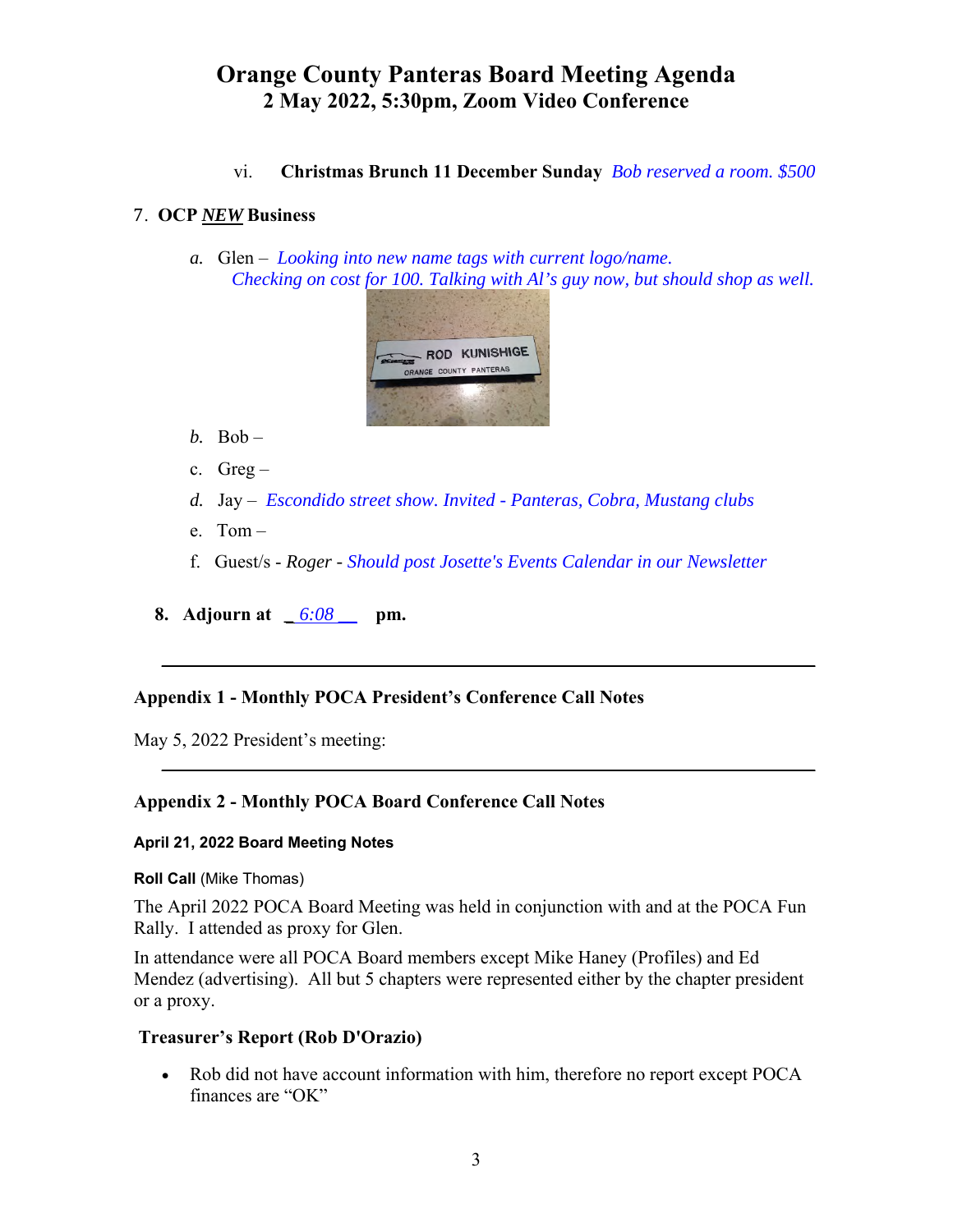# Orange County Panteras Board Meeting Agenda
## 2 May 2022, 5:30pm, Zoom Video Conference

vi. **Christmas Brunch 11 December Sunday** *Bob reserved a room. $500*

7. **OCP *NEW* Business**

   *a.* Glen – *Looking into new name tags with current logo/name. Checking on cost for 100. Talking with Al's guy now, but should shop as well.*

   *b.* Bob –

   c. Greg –

   *d.* Jay – *Escondido street show. Invited - Panteras, Cobra, Mustang clubs*

   e. Tom –

   f. Guest/s - *Roger* - *Should post Josette's Events Calendar in our Newsletter*

8. **Adjourn at** _*6:08*__ **pm.**

---

### Appendix 1 - Monthly POCA President's Conference Call Notes

May 5, 2022 President's meeting:

---

### Appendix 2 - Monthly POCA Board Conference Call Notes

**April 21, 2022 Board Meeting Notes**

**Roll Call** (Mike Thomas)

The April 2022 POCA Board Meeting was held in conjunction with and at the POCA Fun Rally. I attended as proxy for Glen.

In attendance were all POCA Board members except Mike Haney (Profiles) and Ed Mendez (advertising). All but 5 chapters were represented either by the chapter president or a proxy.

**Treasurer's Report (Rob D'Orazio)**

- Rob did not have account information with him, therefore no report except POCA finances are "OK"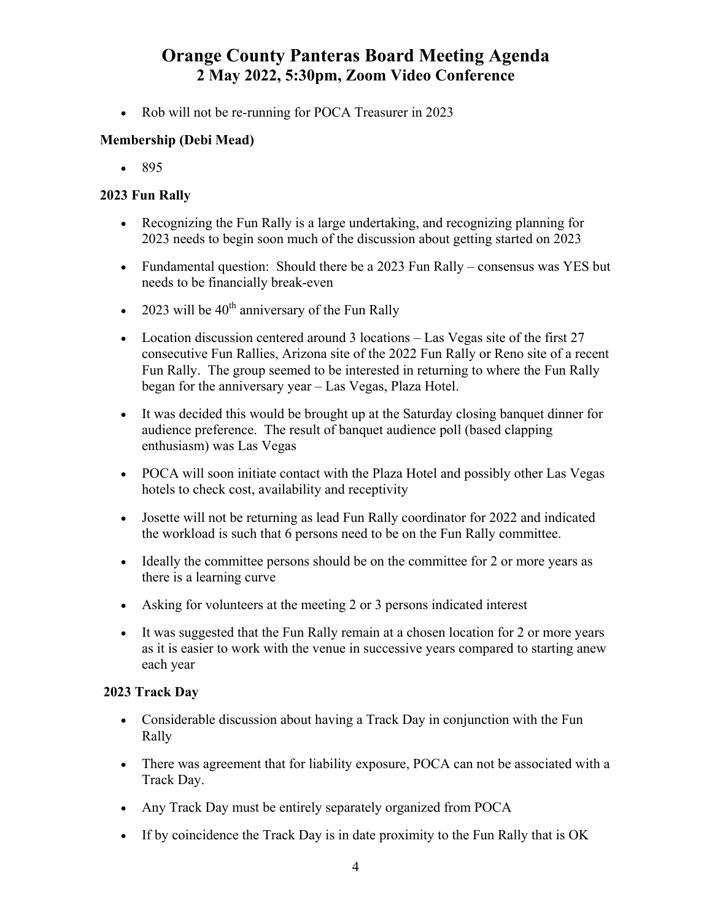# Orange County Panteras Board Meeting Agenda
## 2 May 2022, 5:30pm, Zoom Video Conference

- Rob will not be re-running for POCA Treasurer in 2023

**Membership (Debi Mead)**

- 895

**2023 Fun Rally**

- Recognizing the Fun Rally is a large undertaking, and recognizing planning for 2023 needs to begin soon much of the discussion about getting started on 2023
- Fundamental question: Should there be a 2023 Fun Rally – consensus was YES but needs to be financially break-even
- 2023 will be 40th anniversary of the Fun Rally
- Location discussion centered around 3 locations – Las Vegas site of the first 27 consecutive Fun Rallies, Arizona site of the 2022 Fun Rally or Reno site of a recent Fun Rally. The group seemed to be interested in returning to where the Fun Rally began for the anniversary year – Las Vegas, Plaza Hotel.
- It was decided this would be brought up at the Saturday closing banquet dinner for audience preference. The result of banquet audience poll (based clapping enthusiasm) was Las Vegas
- POCA will soon initiate contact with the Plaza Hotel and possibly other Las Vegas hotels to check cost, availability and receptivity
- Josette will not be returning as lead Fun Rally coordinator for 2022 and indicated the workload is such that 6 persons need to be on the Fun Rally committee.
- Ideally the committee persons should be on the committee for 2 or more years as there is a learning curve
- Asking for volunteers at the meeting 2 or 3 persons indicated interest
- It was suggested that the Fun Rally remain at a chosen location for 2 or more years as it is easier to work with the venue in successive years compared to starting anew each year

**2023 Track Day**

- Considerable discussion about having a Track Day in conjunction with the Fun Rally
- There was agreement that for liability exposure, POCA can not be associated with a Track Day.
- Any Track Day must be entirely separately organized from POCA
- If by coincidence the Track Day is in date proximity to the Fun Rally that is OK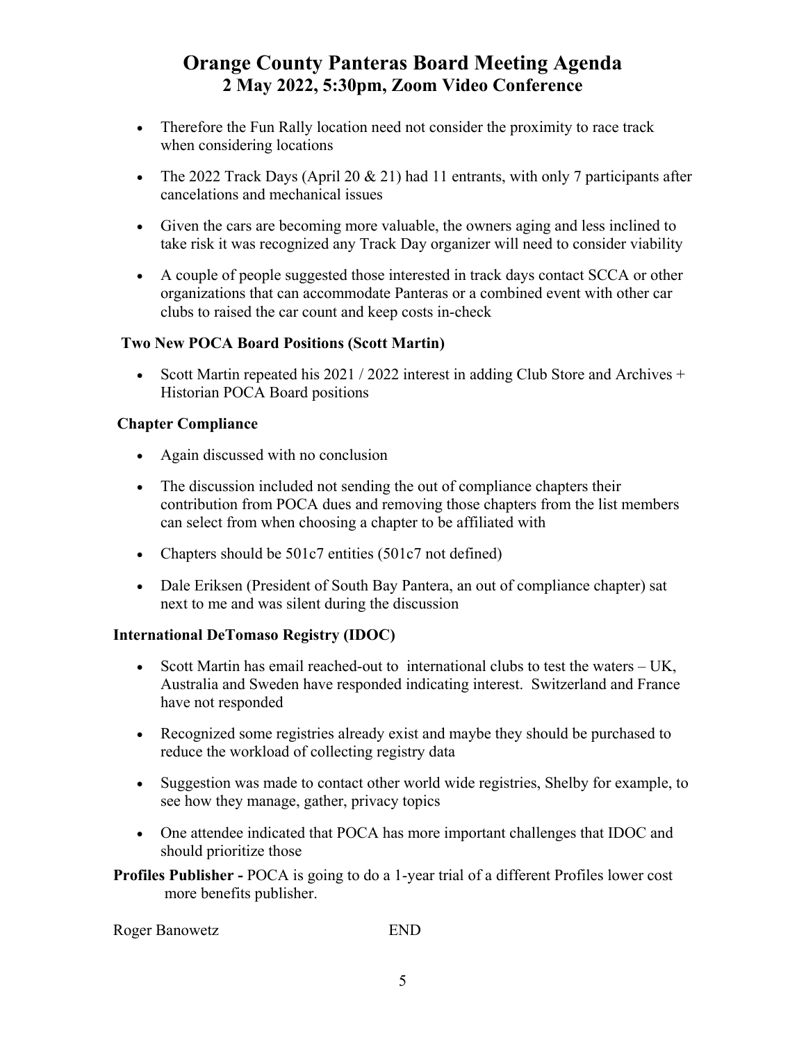# Orange County Panteras Board Meeting Agenda
## 2 May 2022, 5:30pm, Zoom Video Conference

- Therefore the Fun Rally location need not consider the proximity to race track when considering locations
- The 2022 Track Days (April 20 & 21) had 11 entrants, with only 7 participants after cancelations and mechanical issues
- Given the cars are becoming more valuable, the owners aging and less inclined to take risk it was recognized any Track Day organizer will need to consider viability
- A couple of people suggested those interested in track days contact SCCA or other organizations that can accommodate Panteras or a combined event with other car clubs to raised the car count and keep costs in-check

**Two New POCA Board Positions (Scott Martin)**

- Scott Martin repeated his 2021 / 2022 interest in adding Club Store and Archives + Historian POCA Board positions

**Chapter Compliance**

- Again discussed with no conclusion
- The discussion included not sending the out of compliance chapters their contribution from POCA dues and removing those chapters from the list members can select from when choosing a chapter to be affiliated with
- Chapters should be 501c7 entities (501c7 not defined)
- Dale Eriksen (President of South Bay Pantera, an out of compliance chapter) sat next to me and was silent during the discussion

**International DeTomaso Registry (IDOC)**

- Scott Martin has email reached-out to international clubs to test the waters – UK, Australia and Sweden have responded indicating interest. Switzerland and France have not responded
- Recognized some registries already exist and maybe they should be purchased to reduce the workload of collecting registry data
- Suggestion was made to contact other world wide registries, Shelby for example, to see how they manage, gather, privacy topics
- One attendee indicated that POCA has more important challenges that IDOC and should prioritize those

**Profiles Publisher -** POCA is going to do a 1-year trial of a different Profiles lower cost more benefits publisher.

Roger Banowetz END